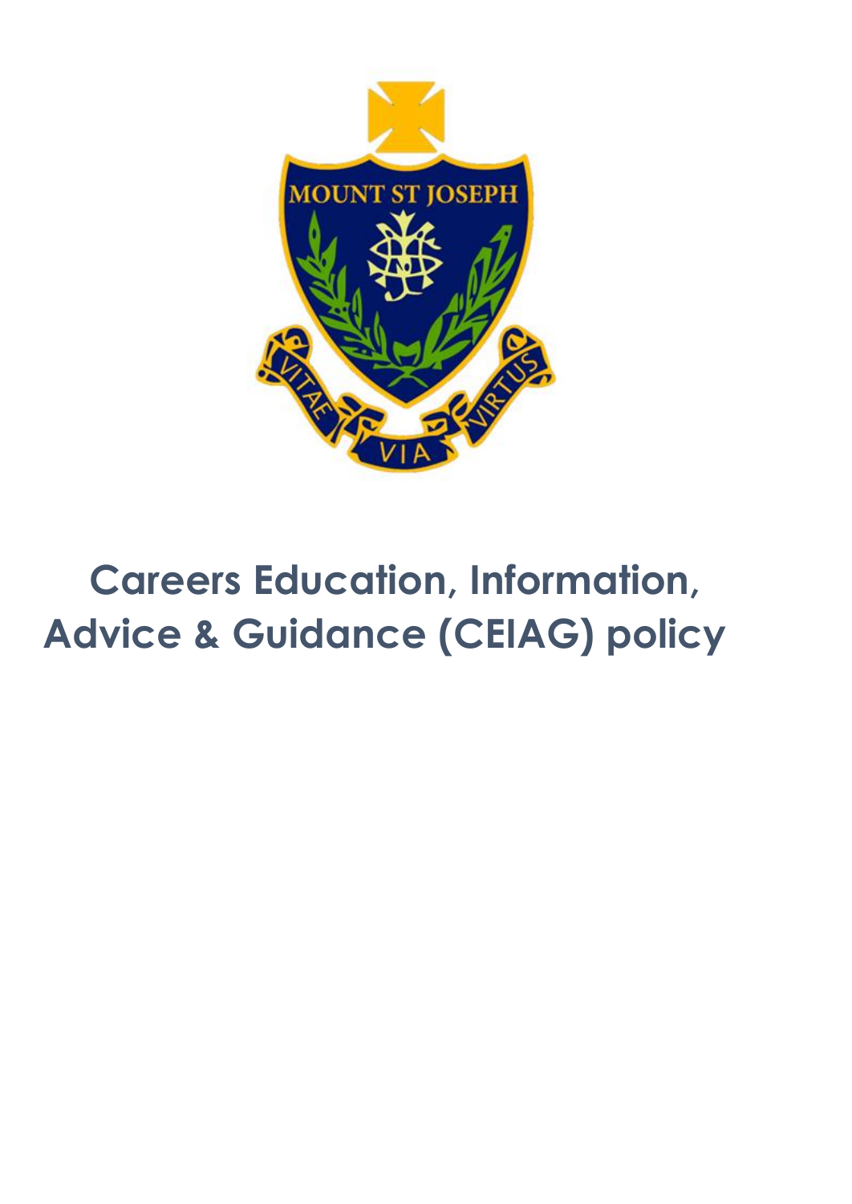# Careers Education, Information, Advice & Guidance (CEIAG) policy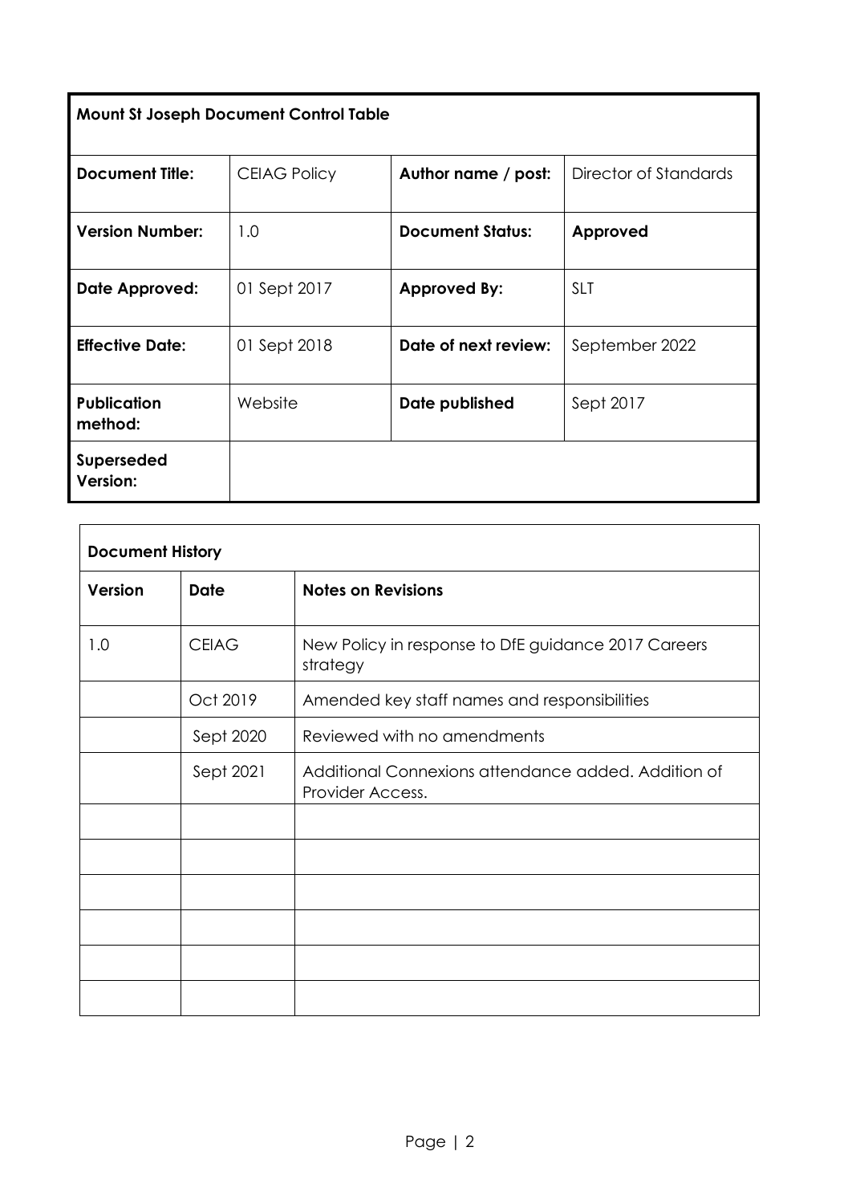| **Mount St Joseph Document Control Table** | | | |
|---|---|---|---|
| **Document Title:** | CEIAG Policy | **Author name / post:** | Director of Standards |
| **Version Number:** | 1.0 | **Document Status:** | **Approved** |
| **Date Approved:** | 01 Sept 2017 | **Approved By:** | SLT |
| **Effective Date:** | 01 Sept 2018 | **Date of next review:** | September 2022 |
| **Publication method:** | Website | **Date published** | Sept 2017 |
| **Superseded Version:** | | | |

| **Document History** | | |
|---|---|---|
| **Version** | **Date** | **Notes on Revisions** |
| 1.0 | CEIAG | New Policy in response to DfE guidance 2017 Careers strategy |
| | Oct 2019 | Amended key staff names and responsibilities |
| | Sept 2020 | Reviewed with no amendments |
| | Sept 2021 | Additional Connexions attendance added. Addition of Provider Access. |
| | | |
| | | |
| | | |
| | | |
| | | |
| | | |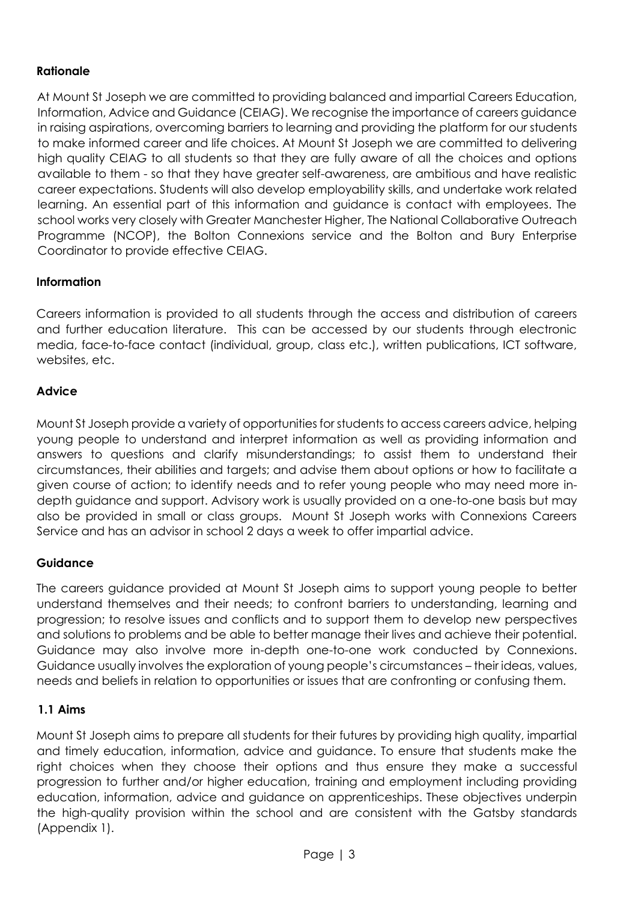**Rationale**

At Mount St Joseph we are committed to providing balanced and impartial Careers Education, Information, Advice and Guidance (CEIAG). We recognise the importance of careers guidance in raising aspirations, overcoming barriers to learning and providing the platform for our students to make informed career and life choices. At Mount St Joseph we are committed to delivering high quality CEIAG to all students so that they are fully aware of all the choices and options available to them - so that they have greater self-awareness, are ambitious and have realistic career expectations. Students will also develop employability skills, and undertake work related learning. An essential part of this information and guidance is contact with employees. The school works very closely with Greater Manchester Higher, The National Collaborative Outreach Programme (NCOP), the Bolton Connexions service and the Bolton and Bury Enterprise Coordinator to provide effective CEIAG.

**Information**

Careers information is provided to all students through the access and distribution of careers and further education literature. This can be accessed by our students through electronic media, face-to-face contact (individual, group, class etc.), written publications, ICT software, websites, etc.

**Advice**

Mount St Joseph provide a variety of opportunities for students to access careers advice, helping young people to understand and interpret information as well as providing information and answers to questions and clarify misunderstandings; to assist them to understand their circumstances, their abilities and targets; and advise them about options or how to facilitate a given course of action; to identify needs and to refer young people who may need more in-depth guidance and support. Advisory work is usually provided on a one-to-one basis but may also be provided in small or class groups. Mount St Joseph works with Connexions Careers Service and has an advisor in school 2 days a week to offer impartial advice.

**Guidance**

The careers guidance provided at Mount St Joseph aims to support young people to better understand themselves and their needs; to confront barriers to understanding, learning and progression; to resolve issues and conflicts and to support them to develop new perspectives and solutions to problems and be able to better manage their lives and achieve their potential. Guidance may also involve more in-depth one-to-one work conducted by Connexions. Guidance usually involves the exploration of young people's circumstances – their ideas, values, needs and beliefs in relation to opportunities or issues that are confronting or confusing them.

**1.1 Aims**

Mount St Joseph aims to prepare all students for their futures by providing high quality, impartial and timely education, information, advice and guidance. To ensure that students make the right choices when they choose their options and thus ensure they make a successful progression to further and/or higher education, training and employment including providing education, information, advice and guidance on apprenticeships. These objectives underpin the high-quality provision within the school and are consistent with the Gatsby standards (Appendix 1).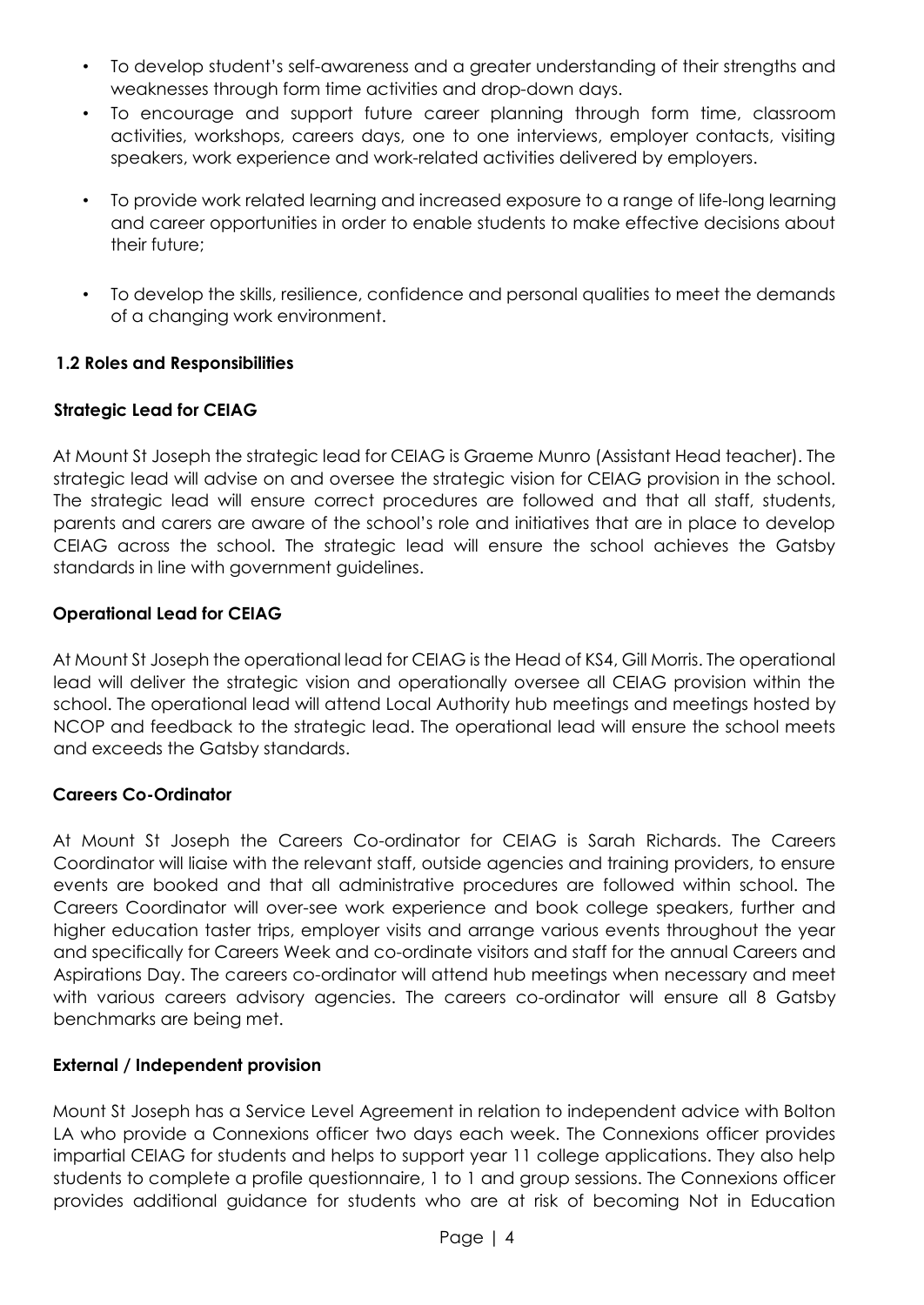- To develop student's self-awareness and a greater understanding of their strengths and weaknesses through form time activities and drop-down days.
- To encourage and support future career planning through form time, classroom activities, workshops, careers days, one to one interviews, employer contacts, visiting speakers, work experience and work-related activities delivered by employers.
- To provide work related learning and increased exposure to a range of life-long learning and career opportunities in order to enable students to make effective decisions about their future;
- To develop the skills, resilience, confidence and personal qualities to meet the demands of a changing work environment.

### 1.2 Roles and Responsibilities

**Strategic Lead for CEIAG**

At Mount St Joseph the strategic lead for CEIAG is Graeme Munro (Assistant Head teacher). The strategic lead will advise on and oversee the strategic vision for CEIAG provision in the school. The strategic lead will ensure correct procedures are followed and that all staff, students, parents and carers are aware of the school's role and initiatives that are in place to develop CEIAG across the school. The strategic lead will ensure the school achieves the Gatsby standards in line with government guidelines.

**Operational Lead for CEIAG**

At Mount St Joseph the operational lead for CEIAG is the Head of KS4, Gill Morris. The operational lead will deliver the strategic vision and operationally oversee all CEIAG provision within the school. The operational lead will attend Local Authority hub meetings and meetings hosted by NCOP and feedback to the strategic lead. The operational lead will ensure the school meets and exceeds the Gatsby standards.

**Careers Co-Ordinator**

At Mount St Joseph the Careers Co-ordinator for CEIAG is Sarah Richards. The Careers Coordinator will liaise with the relevant staff, outside agencies and training providers, to ensure events are booked and that all administrative procedures are followed within school. The Careers Coordinator will over-see work experience and book college speakers, further and higher education taster trips, employer visits and arrange various events throughout the year and specifically for Careers Week and co-ordinate visitors and staff for the annual Careers and Aspirations Day. The careers co-ordinator will attend hub meetings when necessary and meet with various careers advisory agencies. The careers co-ordinator will ensure all 8 Gatsby benchmarks are being met.

**External / Independent provision**

Mount St Joseph has a Service Level Agreement in relation to independent advice with Bolton LA who provide a Connexions officer two days each week. The Connexions officer provides impartial CEIAG for students and helps to support year 11 college applications. They also help students to complete a profile questionnaire, 1 to 1 and group sessions. The Connexions officer provides additional guidance for students who are at risk of becoming Not in Education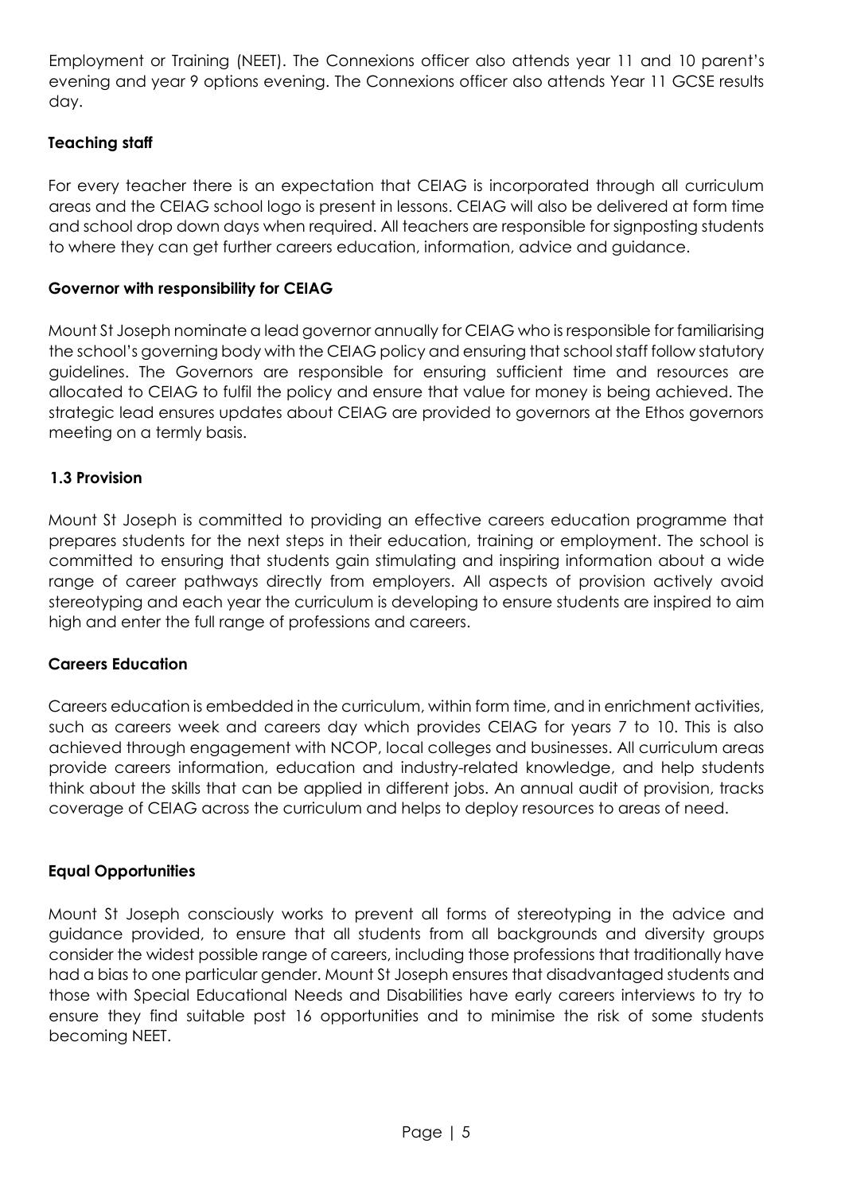Employment or Training (NEET). The Connexions officer also attends year 11 and 10 parent's evening and year 9 options evening. The Connexions officer also attends Year 11 GCSE results day.

**Teaching staff**

For every teacher there is an expectation that CEIAG is incorporated through all curriculum areas and the CEIAG school logo is present in lessons. CEIAG will also be delivered at form time and school drop down days when required. All teachers are responsible for signposting students to where they can get further careers education, information, advice and guidance.

**Governor with responsibility for CEIAG**

Mount St Joseph nominate a lead governor annually for CEIAG who is responsible for familiarising the school's governing body with the CEIAG policy and ensuring that school staff follow statutory guidelines. The Governors are responsible for ensuring sufficient time and resources are allocated to CEIAG to fulfil the policy and ensure that value for money is being achieved. The strategic lead ensures updates about CEIAG are provided to governors at the Ethos governors meeting on a termly basis.

### 1.3 Provision

Mount St Joseph is committed to providing an effective careers education programme that prepares students for the next steps in their education, training or employment. The school is committed to ensuring that students gain stimulating and inspiring information about a wide range of career pathways directly from employers. All aspects of provision actively avoid stereotyping and each year the curriculum is developing to ensure students are inspired to aim high and enter the full range of professions and careers.

**Careers Education**

Careers education is embedded in the curriculum, within form time, and in enrichment activities, such as careers week and careers day which provides CEIAG for years 7 to 10. This is also achieved through engagement with NCOP, local colleges and businesses. All curriculum areas provide careers information, education and industry-related knowledge, and help students think about the skills that can be applied in different jobs. An annual audit of provision, tracks coverage of CEIAG across the curriculum and helps to deploy resources to areas of need.

**Equal Opportunities**

Mount St Joseph consciously works to prevent all forms of stereotyping in the advice and guidance provided, to ensure that all students from all backgrounds and diversity groups consider the widest possible range of careers, including those professions that traditionally have had a bias to one particular gender. Mount St Joseph ensures that disadvantaged students and those with Special Educational Needs and Disabilities have early careers interviews to try to ensure they find suitable post 16 opportunities and to minimise the risk of some students becoming NEET.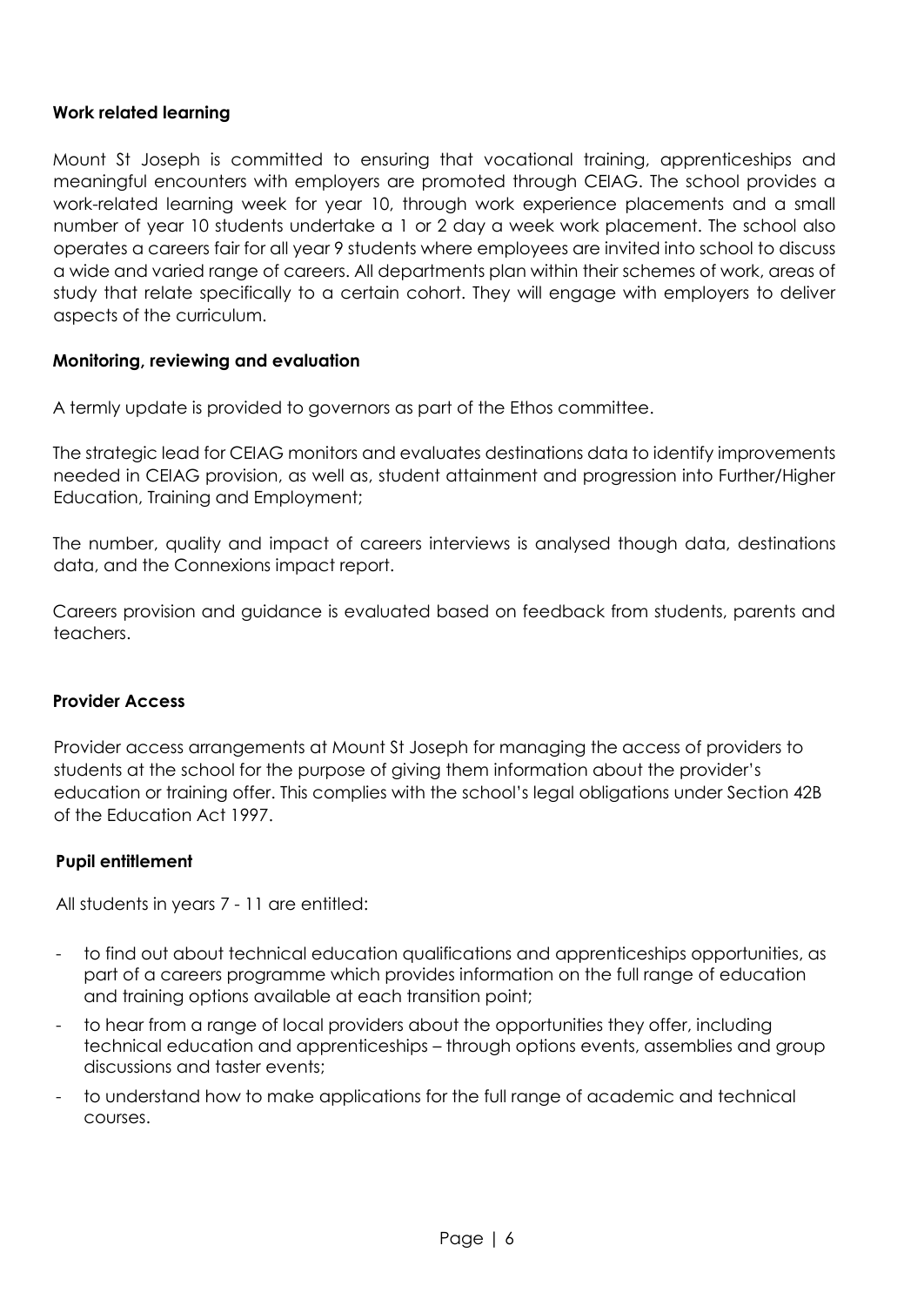**Work related learning**

Mount St Joseph is committed to ensuring that vocational training, apprenticeships and meaningful encounters with employers are promoted through CEIAG. The school provides a work-related learning week for year 10, through work experience placements and a small number of year 10 students undertake a 1 or 2 day a week work placement. The school also operates a careers fair for all year 9 students where employees are invited into school to discuss a wide and varied range of careers. All departments plan within their schemes of work, areas of study that relate specifically to a certain cohort. They will engage with employers to deliver aspects of the curriculum.

**Monitoring, reviewing and evaluation**

A termly update is provided to governors as part of the Ethos committee.

The strategic lead for CEIAG monitors and evaluates destinations data to identify improvements needed in CEIAG provision, as well as, student attainment and progression into Further/Higher Education, Training and Employment;

The number, quality and impact of careers interviews is analysed though data, destinations data, and the Connexions impact report.

Careers provision and guidance is evaluated based on feedback from students, parents and teachers.

**Provider Access**

Provider access arrangements at Mount St Joseph for managing the access of providers to students at the school for the purpose of giving them information about the provider's education or training offer. This complies with the school's legal obligations under Section 42B of the Education Act 1997.

**Pupil entitlement**

All students in years 7 - 11 are entitled:

- to find out about technical education qualifications and apprenticeships opportunities, as part of a careers programme which provides information on the full range of education and training options available at each transition point;
- to hear from a range of local providers about the opportunities they offer, including technical education and apprenticeships – through options events, assemblies and group discussions and taster events;
- to understand how to make applications for the full range of academic and technical courses.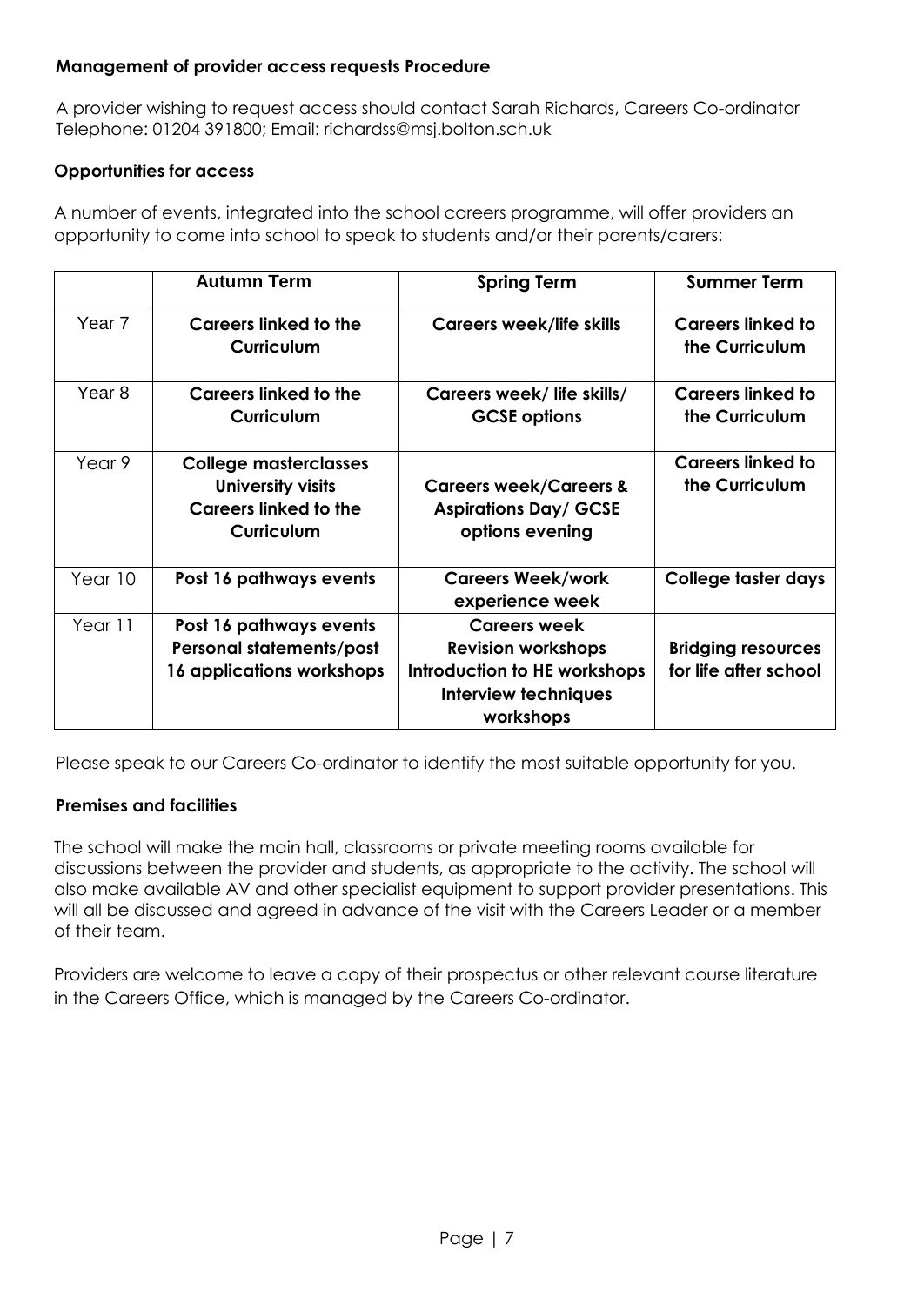**Management of provider access requests Procedure**

A provider wishing to request access should contact Sarah Richards, Careers Co-ordinator Telephone: 01204 391800; Email: richardss@msj.bolton.sch.uk

**Opportunities for access**

A number of events, integrated into the school careers programme, will offer providers an opportunity to come into school to speak to students and/or their parents/carers:

| | Autumn Term | Spring Term | Summer Term |
|---|---|---|---|
| Year 7 | **Careers linked to the Curriculum** | **Careers week/life skills** | **Careers linked to the Curriculum** |
| Year 8 | **Careers linked to the Curriculum** | **Careers week/ life skills/ GCSE options** | **Careers linked to the Curriculum** |
| Year 9 | **College masterclasses University visits Careers linked to the Curriculum** | **Careers week/Careers & Aspirations Day/ GCSE options evening** | **Careers linked to the Curriculum** |
| Year 10 | **Post 16 pathways events** | **Careers Week/work experience week** | **College taster days** |
| Year 11 | **Post 16 pathways events Personal statements/post 16 applications workshops** | **Careers week Revision workshops Introduction to HE workshops Interview techniques workshops** | **Bridging resources for life after school** |

Please speak to our Careers Co-ordinator to identify the most suitable opportunity for you.

**Premises and facilities**

The school will make the main hall, classrooms or private meeting rooms available for discussions between the provider and students, as appropriate to the activity. The school will also make available AV and other specialist equipment to support provider presentations. This will all be discussed and agreed in advance of the visit with the Careers Leader or a member of their team.

Providers are welcome to leave a copy of their prospectus or other relevant course literature in the Careers Office, which is managed by the Careers Co-ordinator.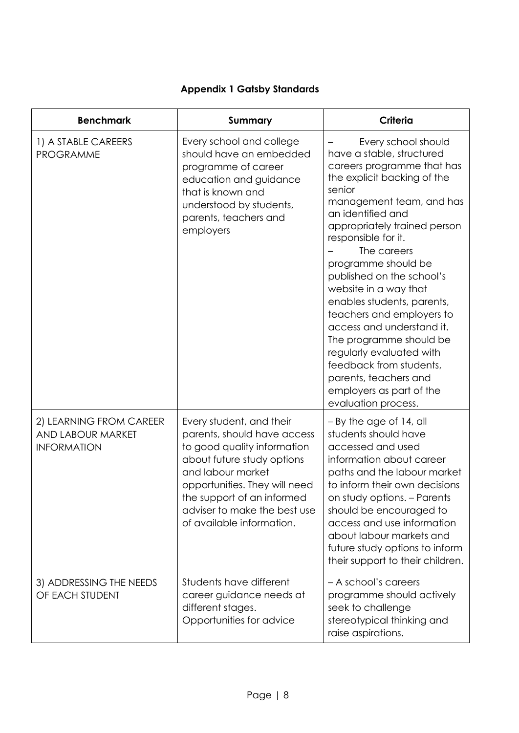**Appendix 1 Gatsby Standards**

| Benchmark | Summary | Criteria |
| --- | --- | --- |
| 1) A STABLE CAREERS PROGRAMME | Every school and college should have an embedded programme of career education and guidance that is known and understood by students, parents, teachers and employers | – Every school should have a stable, structured careers programme that has the explicit backing of the senior management team, and has an identified and appropriately trained person responsible for it. – The careers programme should be published on the school's website in a way that enables students, parents, teachers and employers to access and understand it. The programme should be regularly evaluated with feedback from students, parents, teachers and employers as part of the evaluation process. |
| 2) LEARNING FROM CAREER AND LABOUR MARKET INFORMATION | Every student, and their parents, should have access to good quality information about future study options and labour market opportunities. They will need the support of an informed adviser to make the best use of available information. | – By the age of 14, all students should have accessed and used information about career paths and the labour market to inform their own decisions on study options. – Parents should be encouraged to access and use information about labour markets and future study options to inform their support to their children. |
| 3) ADDRESSING THE NEEDS OF EACH STUDENT | Students have different career guidance needs at different stages. Opportunities for advice | – A school's careers programme should actively seek to challenge stereotypical thinking and raise aspirations. |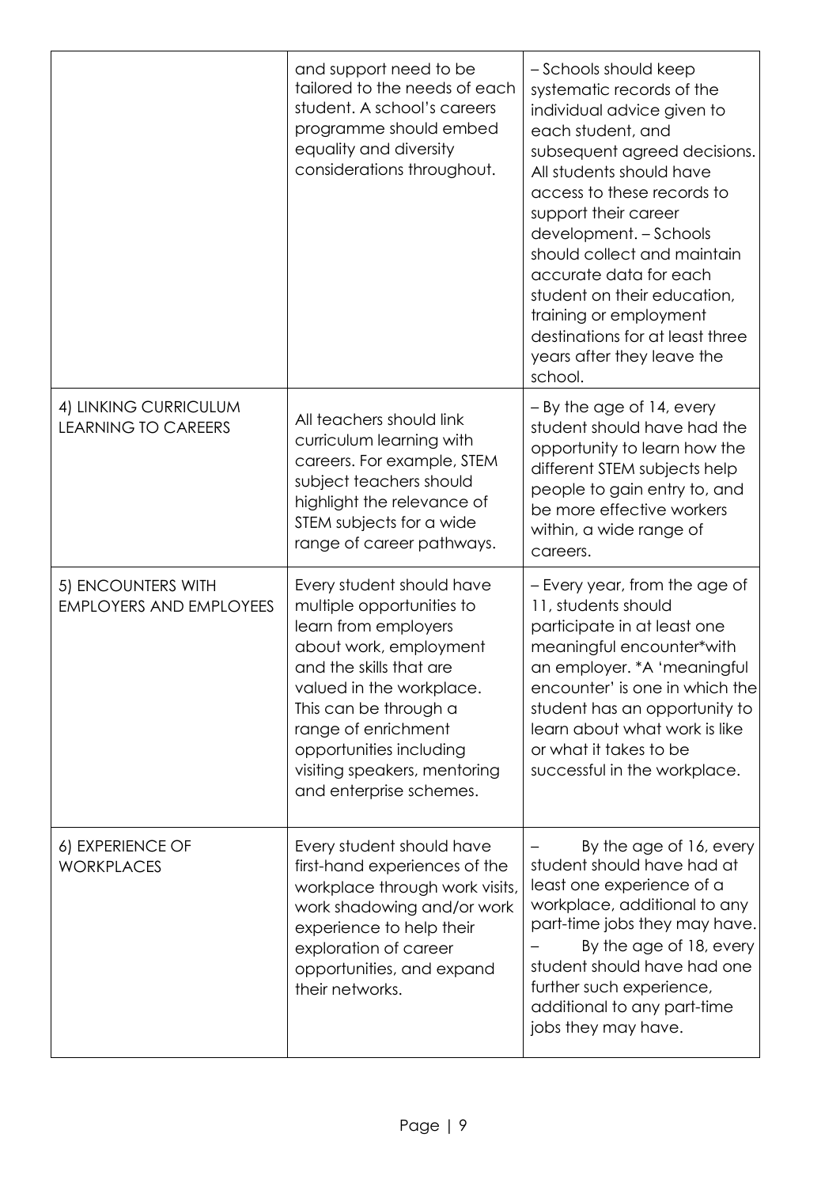| | | |
|---|---|---|
| | and support need to be tailored to the needs of each student. A school's careers programme should embed equality and diversity considerations throughout. | – Schools should keep systematic records of the individual advice given to each student, and subsequent agreed decisions. All students should have access to these records to support their career development. – Schools should collect and maintain accurate data for each student on their education, training or employment destinations for at least three years after they leave the school. |
| 4) LINKING CURRICULUM LEARNING TO CAREERS | All teachers should link curriculum learning with careers. For example, STEM subject teachers should highlight the relevance of STEM subjects for a wide range of career pathways. | – By the age of 14, every student should have had the opportunity to learn how the different STEM subjects help people to gain entry to, and be more effective workers within, a wide range of careers. |
| 5) ENCOUNTERS WITH EMPLOYERS AND EMPLOYEES | Every student should have multiple opportunities to learn from employers about work, employment and the skills that are valued in the workplace. This can be through a range of enrichment opportunities including visiting speakers, mentoring and enterprise schemes. | – Every year, from the age of 11, students should participate in at least one meaningful encounter*with an employer. *A 'meaningful encounter' is one in which the student has an opportunity to learn about what work is like or what it takes to be successful in the workplace. |
| 6) EXPERIENCE OF WORKPLACES | Every student should have first-hand experiences of the workplace through work visits, work shadowing and/or work experience to help their exploration of career opportunities, and expand their networks. | – By the age of 16, every student should have had at least one experience of a workplace, additional to any part-time jobs they may have. – By the age of 18, every student should have had one further such experience, additional to any part-time jobs they may have. |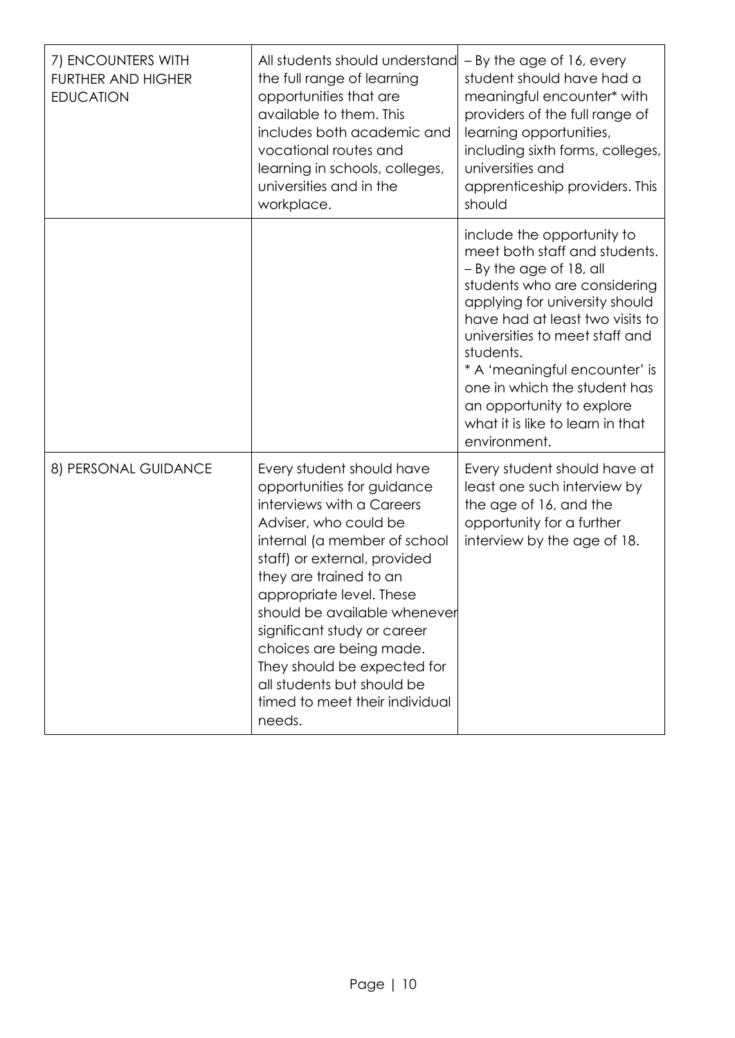| | | |
|---|---|---|
| 7) ENCOUNTERS WITH FURTHER AND HIGHER EDUCATION | All students should understand the full range of learning opportunities that are available to them. This includes both academic and vocational routes and learning in schools, colleges, universities and in the workplace. | – By the age of 16, every student should have had a meaningful encounter* with providers of the full range of learning opportunities, including sixth forms, colleges, universities and apprenticeship providers. This should include the opportunity to meet both staff and students.<br>– By the age of 18, all students who are considering applying for university should have had at least two visits to universities to meet staff and students.<br>* A 'meaningful encounter' is one in which the student has an opportunity to explore what it is like to learn in that environment. |
| 8) PERSONAL GUIDANCE | Every student should have opportunities for guidance interviews with a Careers Adviser, who could be internal (a member of school staff) or external, provided they are trained to an appropriate level. These should be available whenever significant study or career choices are being made. They should be expected for all students but should be timed to meet their individual needs. | Every student should have at least one such interview by the age of 16, and the opportunity for a further interview by the age of 18. |